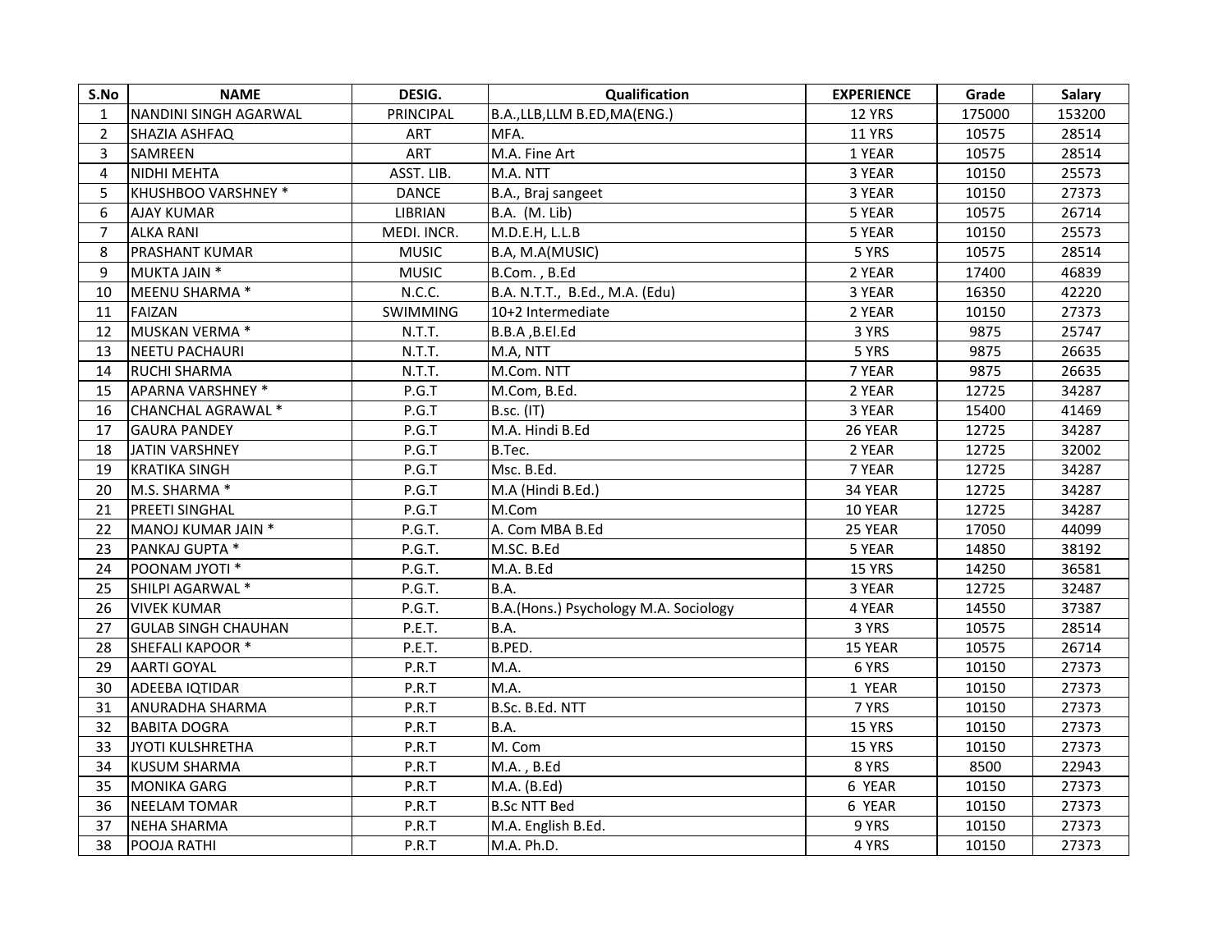| S.No | NAME | DESIG. | Qualification | EXPERIENCE | Grade | Salary |
|---|---|---|---|---|---|---|
| 1 | NANDINI SINGH AGARWAL | PRINCIPAL | B.A.,LLB,LLM B.ED,MA(ENG.) | 12 YRS | 175000 | 153200 |
| 2 | SHAZIA ASHFAQ | ART | MFA. | 11 YRS | 10575 | 28514 |
| 3 | SAMREEN | ART | M.A. Fine Art | 1 YEAR | 10575 | 28514 |
| 4 | NIDHI MEHTA | ASST. LIB. | M.A. NTT | 3 YEAR | 10150 | 25573 |
| 5 | KHUSHBOO VARSHNEY * | DANCE | B.A., Braj sangeet | 3 YEAR | 10150 | 27373 |
| 6 | AJAY KUMAR | LIBRIAN | B.A. (M. Lib) | 5 YEAR | 10575 | 26714 |
| 7 | ALKA RANI | MEDI. INCR. | M.D.E.H, L.L.B | 5 YEAR | 10150 | 25573 |
| 8 | PRASHANT KUMAR | MUSIC | B.A, M.A(MUSIC) | 5 YRS | 10575 | 28514 |
| 9 | MUKTA JAIN * | MUSIC | B.Com. , B.Ed | 2 YEAR | 17400 | 46839 |
| 10 | MEENU SHARMA * | N.C.C. | B.A. N.T.T., B.Ed., M.A. (Edu) | 3 YEAR | 16350 | 42220 |
| 11 | FAIZAN | SWIMMING | 10+2 Intermediate | 2 YEAR | 10150 | 27373 |
| 12 | MUSKAN VERMA * | N.T.T. | B.B.A ,B.El.Ed | 3 YRS | 9875 | 25747 |
| 13 | NEETU PACHAURI | N.T.T. | M.A, NTT | 5 YRS | 9875 | 26635 |
| 14 | RUCHI SHARMA | N.T.T. | M.Com. NTT | 7 YEAR | 9875 | 26635 |
| 15 | APARNA VARSHNEY * | P.G.T | M.Com, B.Ed. | 2 YEAR | 12725 | 34287 |
| 16 | CHANCHAL AGRAWAL * | P.G.T | B.sc. (IT) | 3 YEAR | 15400 | 41469 |
| 17 | GAURA PANDEY | P.G.T | M.A. Hindi B.Ed | 26 YEAR | 12725 | 34287 |
| 18 | JATIN VARSHNEY | P.G.T | B.Tec. | 2 YEAR | 12725 | 32002 |
| 19 | KRATIKA SINGH | P.G.T | Msc. B.Ed. | 7 YEAR | 12725 | 34287 |
| 20 | M.S. SHARMA * | P.G.T | M.A (Hindi B.Ed.) | 34 YEAR | 12725 | 34287 |
| 21 | PREETI SINGHAL | P.G.T | M.Com | 10 YEAR | 12725 | 34287 |
| 22 | MANOJ KUMAR JAIN * | P.G.T. | A. Com MBA B.Ed | 25 YEAR | 17050 | 44099 |
| 23 | PANKAJ GUPTA * | P.G.T. | M.SC. B.Ed | 5 YEAR | 14850 | 38192 |
| 24 | POONAM JYOTI * | P.G.T. | M.A. B.Ed | 15 YRS | 14250 | 36581 |
| 25 | SHILPI AGARWAL * | P.G.T. | B.A. | 3 YEAR | 12725 | 32487 |
| 26 | VIVEK KUMAR | P.G.T. | B.A.(Hons.) Psychology M.A. Sociology | 4 YEAR | 14550 | 37387 |
| 27 | GULAB SINGH CHAUHAN | P.E.T. | B.A. | 3 YRS | 10575 | 28514 |
| 28 | SHEFALI KAPOOR * | P.E.T. | B.PED. | 15 YEAR | 10575 | 26714 |
| 29 | AARTI GOYAL | P.R.T | M.A. | 6 YRS | 10150 | 27373 |
| 30 | ADEEBA IQTIDAR | P.R.T | M.A. | 1 YEAR | 10150 | 27373 |
| 31 | ANURADHA SHARMA | P.R.T | B.Sc. B.Ed. NTT | 7 YRS | 10150 | 27373 |
| 32 | BABITA DOGRA | P.R.T | B.A. | 15 YRS | 10150 | 27373 |
| 33 | JYOTI KULSHRETHA | P.R.T | M. Com | 15 YRS | 10150 | 27373 |
| 34 | KUSUM SHARMA | P.R.T | M.A. , B.Ed | 8 YRS | 8500 | 22943 |
| 35 | MONIKA GARG | P.R.T | M.A. (B.Ed) | 6 YEAR | 10150 | 27373 |
| 36 | NEELAM TOMAR | P.R.T | B.Sc NTT Bed | 6 YEAR | 10150 | 27373 |
| 37 | NEHA SHARMA | P.R.T | M.A. English B.Ed. | 9 YRS | 10150 | 27373 |
| 38 | POOJA RATHI | P.R.T | M.A. Ph.D. | 4 YRS | 10150 | 27373 |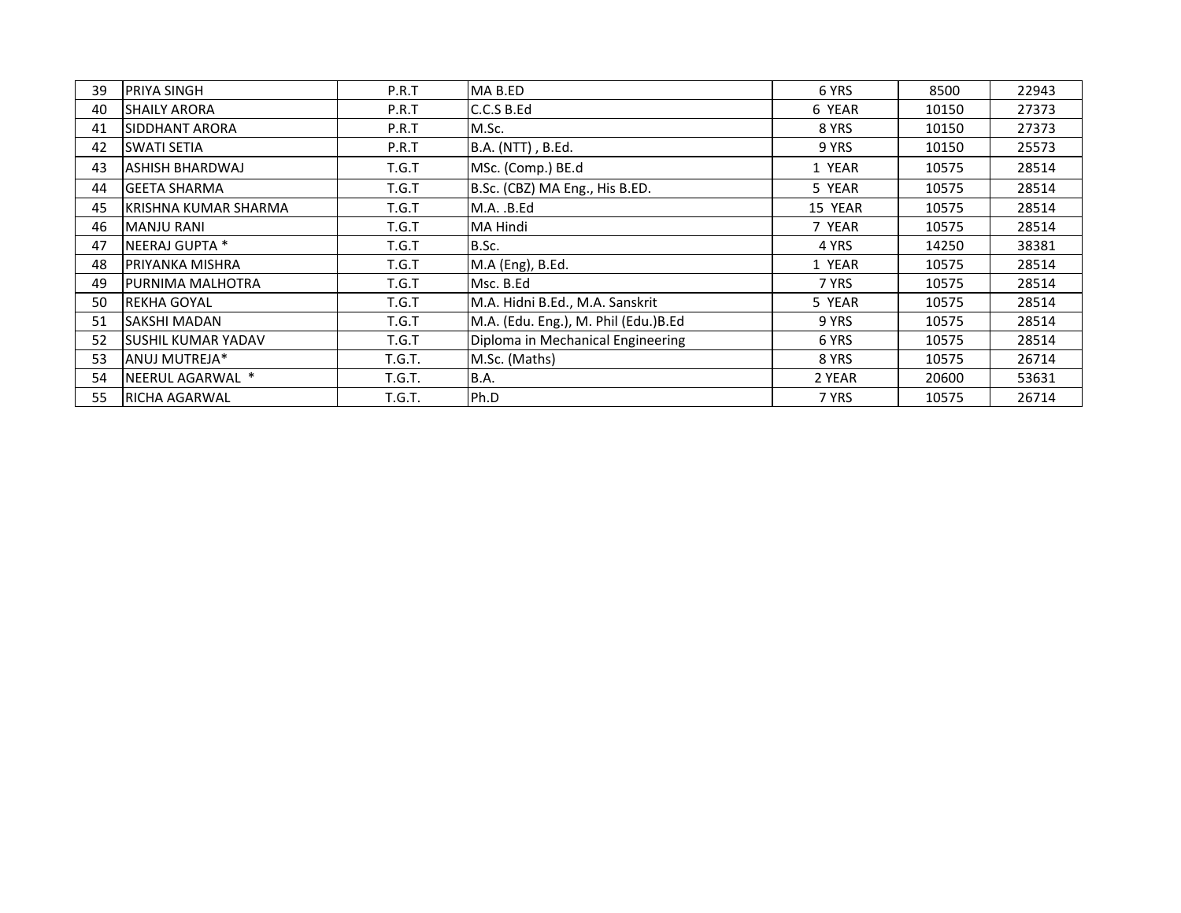| | | | | | | |
|---|---|---|---|---|---|---|
| 39 | PRIYA SINGH | P.R.T | MA B.ED | 6 YRS | 8500 | 22943 |
| 40 | SHAILY ARORA | P.R.T | C.C.S B.Ed | 6 YEAR | 10150 | 27373 |
| 41 | SIDDHANT ARORA | P.R.T | M.Sc. | 8 YRS | 10150 | 27373 |
| 42 | SWATI SETIA | P.R.T | B.A. (NTT) , B.Ed. | 9 YRS | 10150 | 25573 |
| 43 | ASHISH BHARDWAJ | T.G.T | MSc. (Comp.) BE.d | 1 YEAR | 10575 | 28514 |
| 44 | GEETA SHARMA | T.G.T | B.Sc. (CBZ) MA Eng., His B.ED. | 5 YEAR | 10575 | 28514 |
| 45 | KRISHNA KUMAR SHARMA | T.G.T | M.A. .B.Ed | 15 YEAR | 10575 | 28514 |
| 46 | MANJU RANI | T.G.T | MA Hindi | 7 YEAR | 10575 | 28514 |
| 47 | NEERAJ GUPTA * | T.G.T | B.Sc. | 4 YRS | 14250 | 38381 |
| 48 | PRIYANKA MISHRA | T.G.T | M.A (Eng), B.Ed. | 1 YEAR | 10575 | 28514 |
| 49 | PURNIMA MALHOTRA | T.G.T | Msc. B.Ed | 7 YRS | 10575 | 28514 |
| 50 | REKHA GOYAL | T.G.T | M.A. Hidni B.Ed., M.A. Sanskrit | 5 YEAR | 10575 | 28514 |
| 51 | SAKSHI MADAN | T.G.T | M.A. (Edu. Eng.), M. Phil (Edu.)B.Ed | 9 YRS | 10575 | 28514 |
| 52 | SUSHIL KUMAR YADAV | T.G.T | Diploma in Mechanical Engineering | 6 YRS | 10575 | 28514 |
| 53 | ANUJ MUTREJA* | T.G.T. | M.Sc. (Maths) | 8 YRS | 10575 | 26714 |
| 54 | NEERUL AGARWAL * | T.G.T. | B.A. | 2 YEAR | 20600 | 53631 |
| 55 | RICHA AGARWAL | T.G.T. | Ph.D | 7 YRS | 10575 | 26714 |